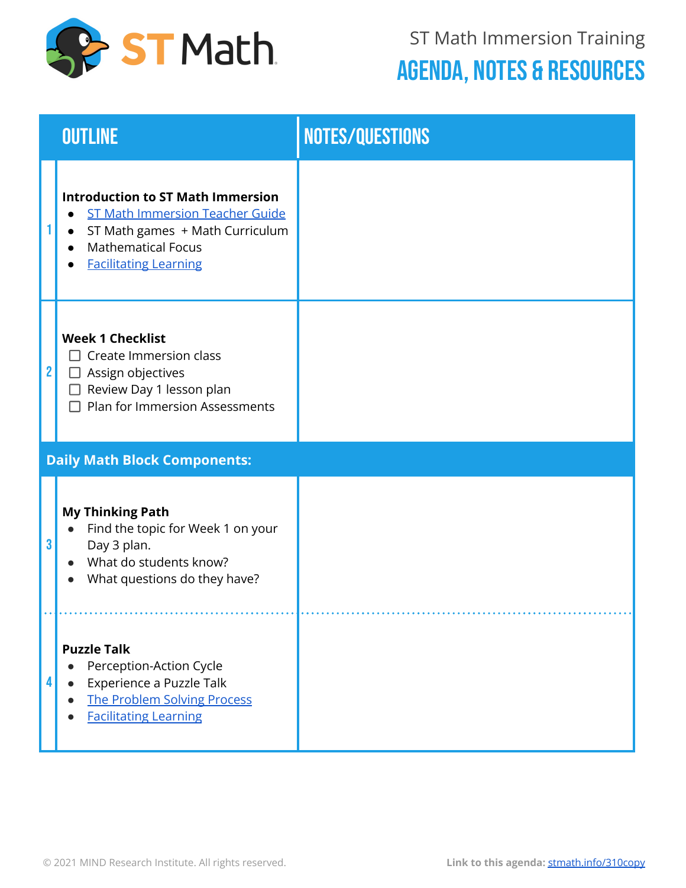ST Math Immersion Training

# AGENDA, NOTES & RESOURCES

| | OUTLINE | NOTES/QUESTIONS |
|---|---|---|
| 1 | **Introduction to ST Math Immersion**<br>• ST Math Immersion Teacher Guide<br>• ST Math games + Math Curriculum<br>• Mathematical Focus<br>• Facilitating Learning | |
| 2 | **Week 1 Checklist**<br>☐ Create Immersion class<br>☐ Assign objectives<br>☐ Review Day 1 lesson plan<br>☐ Plan for Immersion Assessments | |
| | **Daily Math Block Components:** | |
| 3 | **My Thinking Path**<br>• Find the topic for Week 1 on your Day 3 plan.<br>• What do students know?<br>• What questions do they have? | |
| 4 | **Puzzle Talk**<br>• Perception-Action Cycle<br>• Experience a Puzzle Talk<br>• The Problem Solving Process<br>• Facilitating Learning | |

© 2021 MIND Research Institute. All rights reserved.

**Link to this agenda:** stmath.info/310copy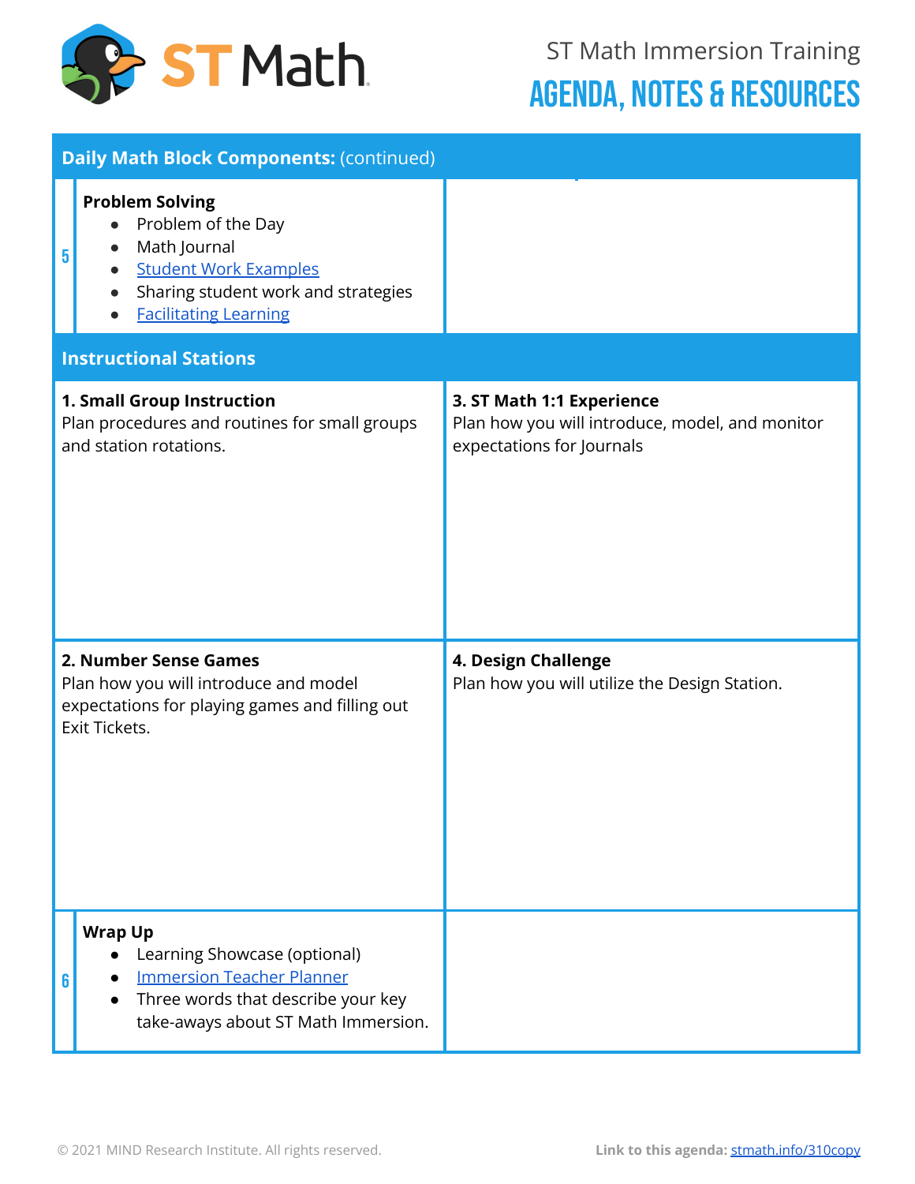ST Math Immersion Training

# AGENDA, NOTES & RESOURCES

## Daily Math Block Components: (continued)

| | | |
|---|---|---|
| 5 | **Problem Solving**<br>• Problem of the Day<br>• Math Journal<br>• Student Work Examples<br>• Sharing student work and strategies<br>• Facilitating Learning | |

## Instructional Stations

| | |
|---|---|
| **1. Small Group Instruction**<br>Plan procedures and routines for small groups and station rotations. | **3. ST Math 1:1 Experience**<br>Plan how you will introduce, model, and monitor expectations for Journals |
| **2. Number Sense Games**<br>Plan how you will introduce and model expectations for playing games and filling out Exit Tickets. | **4. Design Challenge**<br>Plan how you will utilize the Design Station. |

| | | |
|---|---|---|
| 6 | **Wrap Up**<br>• Learning Showcase (optional)<br>• Immersion Teacher Planner<br>• Three words that describe your key take-aways about ST Math Immersion. | |

© 2021 MIND Research Institute. All rights reserved.

**Link to this agenda:** stmath.info/310copy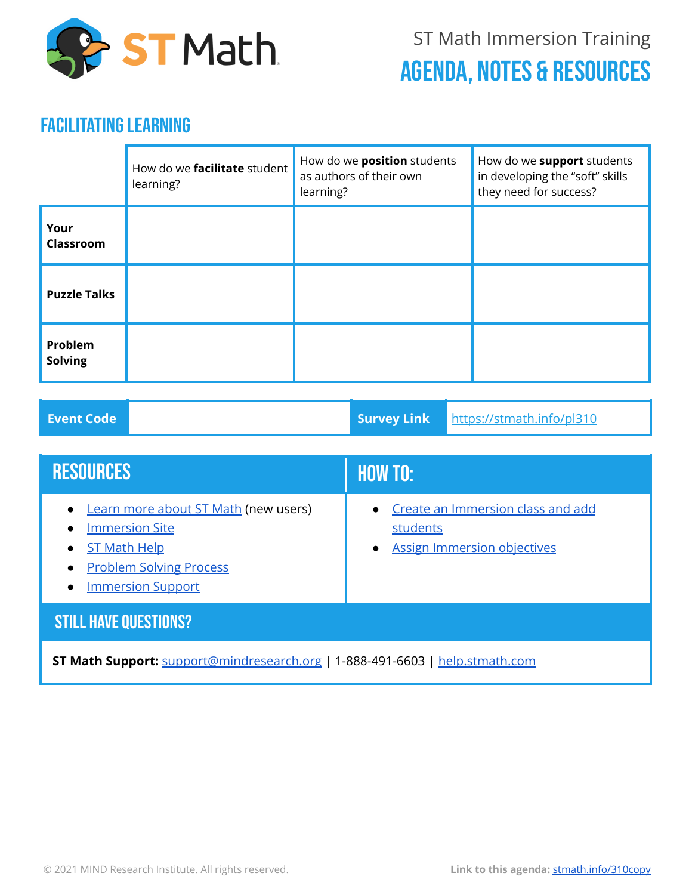ST Math Immersion Training

# AGENDA, NOTES & RESOURCES

## FACILITATING LEARNING

| | How do we **facilitate** student learning? | How do we **position** students as authors of their own learning? | How do we **support** students in developing the "soft" skills they need for success? |
|---|---|---|---|
| **Your Classroom** | | | |
| **Puzzle Talks** | | | |
| **Problem Solving** | | | |

| | | | |
|---|---|---|---|
| **Event Code** | | **Survey Link** | https://stmath.info/pl310 |

## RESOURCES

- Learn more about ST Math (new users)
- Immersion Site
- ST Math Help
- Problem Solving Process
- Immersion Support

## HOW TO:

- Create an Immersion class and add students
- Assign Immersion objectives

## STILL HAVE QUESTIONS?

**ST Math Support:** support@mindresearch.org | 1-888-491-6603 | help.stmath.com

© 2021 MIND Research Institute. All rights reserved.

**Link to this agenda:** stmath.info/310copy